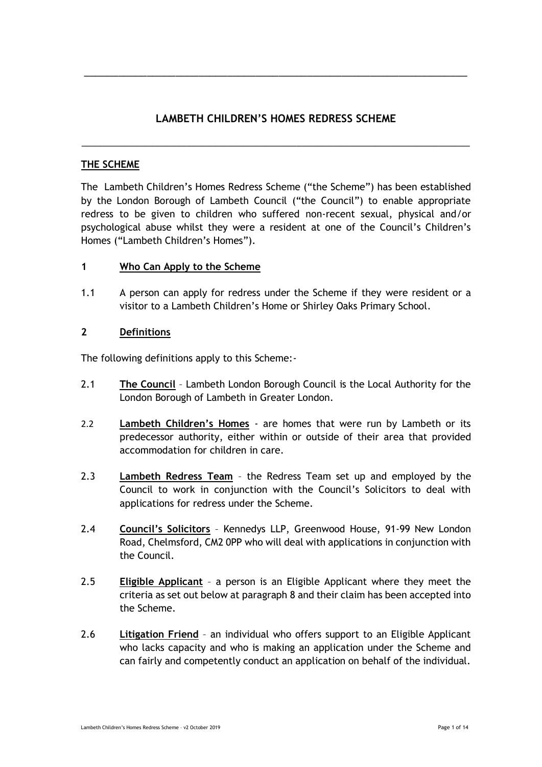# LAMBETH CHILDREN'S HOMES REDRESS SCHEME

## THE SCHEME

The Lambeth Children's Homes Redress Scheme ("the Scheme") has been established by the London Borough of Lambeth Council ("the Council") to enable appropriate redress to be given to children who suffered non-recent sexual, physical and/or psychological abuse whilst they were a resident at one of the Council's Children's Homes ("Lambeth Children's Homes").

## 1 Who Can Apply to the Scheme

1.1 A person can apply for redress under the Scheme if they were resident or a visitor to a Lambeth Children's Home or Shirley Oaks Primary School.

## 2 Definitions

The following definitions apply to this Scheme:-

2.1 **The Council** – Lambeth London Borough Council is the Local Authority for the London Borough of Lambeth in Greater London.

2.2 **Lambeth Children's Homes** - are homes that were run by Lambeth or its predecessor authority, either within or outside of their area that provided accommodation for children in care.

2.3 **Lambeth Redress Team** – the Redress Team set up and employed by the Council to work in conjunction with the Council's Solicitors to deal with applications for redress under the Scheme.

2.4 **Council's Solicitors** – Kennedys LLP, Greenwood House, 91-99 New London Road, Chelmsford, CM2 0PP who will deal with applications in conjunction with the Council.

2.5 **Eligible Applicant** – a person is an Eligible Applicant where they meet the criteria as set out below at paragraph 8 and their claim has been accepted into the Scheme.

2.6 **Litigation Friend** – an individual who offers support to an Eligible Applicant who lacks capacity and who is making an application under the Scheme and can fairly and competently conduct an application on behalf of the individual.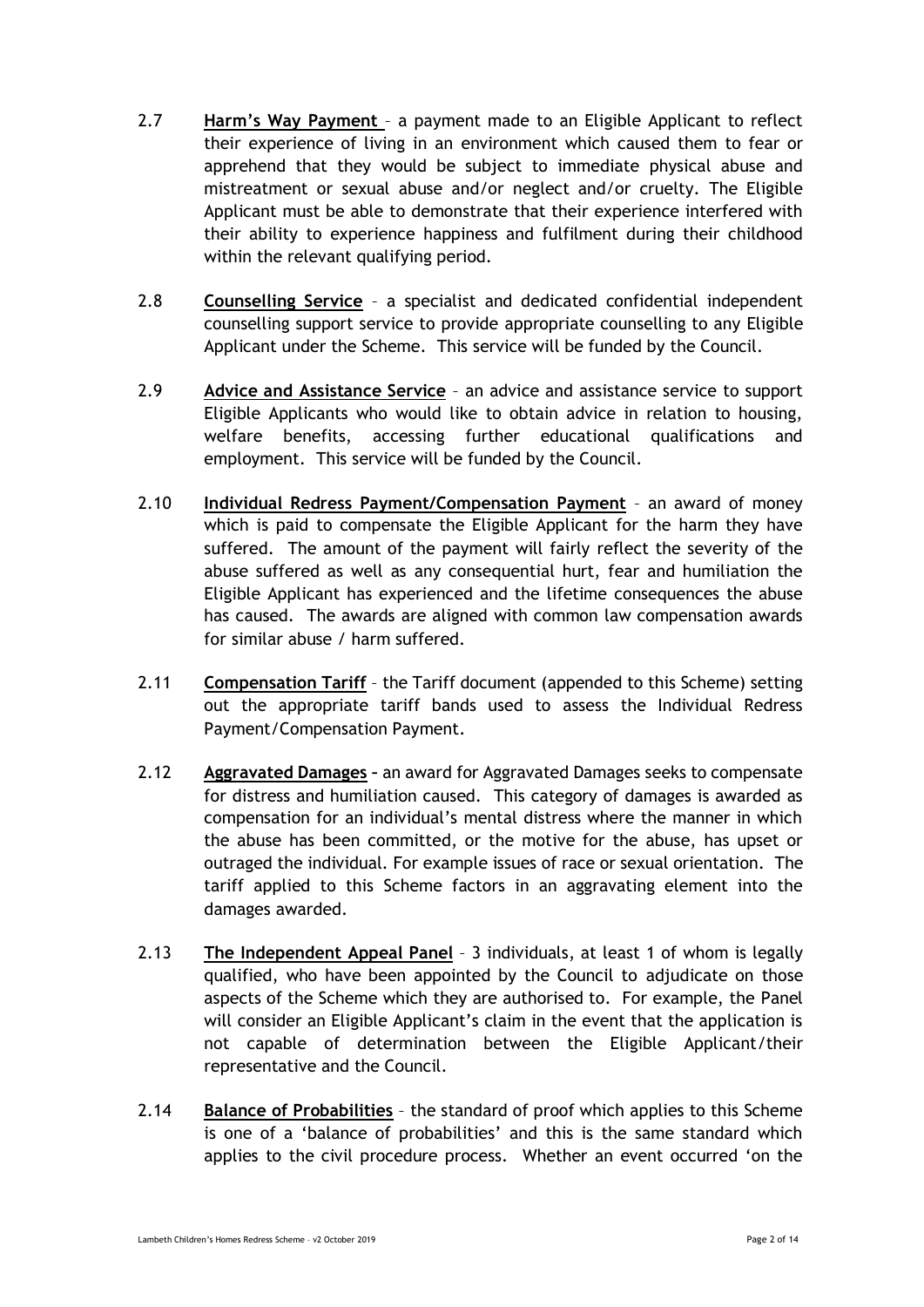2.7 **Harm's Way Payment** – a payment made to an Eligible Applicant to reflect their experience of living in an environment which caused them to fear or apprehend that they would be subject to immediate physical abuse and mistreatment or sexual abuse and/or neglect and/or cruelty. The Eligible Applicant must be able to demonstrate that their experience interfered with their ability to experience happiness and fulfilment during their childhood within the relevant qualifying period.

2.8 **Counselling Service** – a specialist and dedicated confidential independent counselling support service to provide appropriate counselling to any Eligible Applicant under the Scheme. This service will be funded by the Council.

2.9 **Advice and Assistance Service** – an advice and assistance service to support Eligible Applicants who would like to obtain advice in relation to housing, welfare benefits, accessing further educational qualifications and employment. This service will be funded by the Council.

2.10 **Individual Redress Payment/Compensation Payment** – an award of money which is paid to compensate the Eligible Applicant for the harm they have suffered. The amount of the payment will fairly reflect the severity of the abuse suffered as well as any consequential hurt, fear and humiliation the Eligible Applicant has experienced and the lifetime consequences the abuse has caused. The awards are aligned with common law compensation awards for similar abuse / harm suffered.

2.11 **Compensation Tariff** – the Tariff document (appended to this Scheme) setting out the appropriate tariff bands used to assess the Individual Redress Payment/Compensation Payment.

2.12 **Aggravated Damages** – an award for Aggravated Damages seeks to compensate for distress and humiliation caused. This category of damages is awarded as compensation for an individual's mental distress where the manner in which the abuse has been committed, or the motive for the abuse, has upset or outraged the individual. For example issues of race or sexual orientation. The tariff applied to this Scheme factors in an aggravating element into the damages awarded.

2.13 **The Independent Appeal Panel** – 3 individuals, at least 1 of whom is legally qualified, who have been appointed by the Council to adjudicate on those aspects of the Scheme which they are authorised to. For example, the Panel will consider an Eligible Applicant's claim in the event that the application is not capable of determination between the Eligible Applicant/their representative and the Council.

2.14 **Balance of Probabilities** – the standard of proof which applies to this Scheme is one of a 'balance of probabilities' and this is the same standard which applies to the civil procedure process. Whether an event occurred 'on the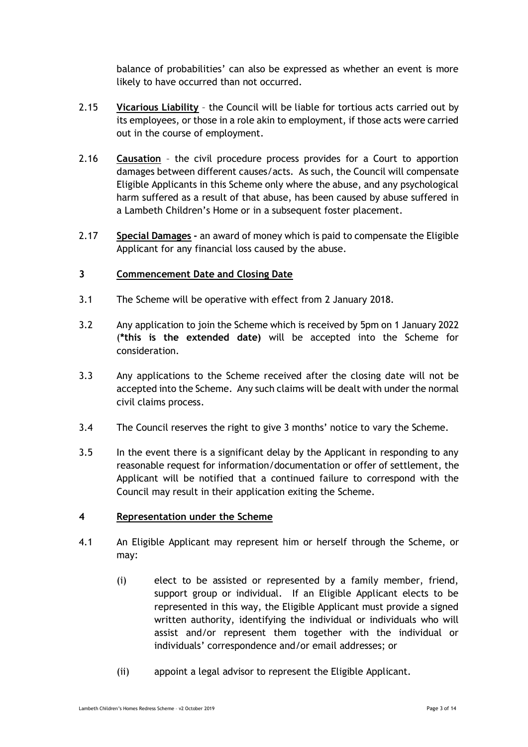balance of probabilities' can also be expressed as whether an event is more likely to have occurred than not occurred.

2.15 **Vicarious Liability** – the Council will be liable for tortious acts carried out by its employees, or those in a role akin to employment, if those acts were carried out in the course of employment.

2.16 **Causation** – the civil procedure process provides for a Court to apportion damages between different causes/acts. As such, the Council will compensate Eligible Applicants in this Scheme only where the abuse, and any psychological harm suffered as a result of that abuse, has been caused by abuse suffered in a Lambeth Children's Home or in a subsequent foster placement.

2.17 **Special Damages -** an award of money which is paid to compensate the Eligible Applicant for any financial loss caused by the abuse.

## 3 Commencement Date and Closing Date

3.1 The Scheme will be operative with effect from 2 January 2018.

3.2 Any application to join the Scheme which is received by 5pm on 1 January 2022 (**\*this is the extended date**) will be accepted into the Scheme for consideration.

3.3 Any applications to the Scheme received after the closing date will not be accepted into the Scheme. Any such claims will be dealt with under the normal civil claims process.

3.4 The Council reserves the right to give 3 months' notice to vary the Scheme.

3.5 In the event there is a significant delay by the Applicant in responding to any reasonable request for information/documentation or offer of settlement, the Applicant will be notified that a continued failure to correspond with the Council may result in their application exiting the Scheme.

## 4 Representation under the Scheme

4.1 An Eligible Applicant may represent him or herself through the Scheme, or may:

(i) elect to be assisted or represented by a family member, friend, support group or individual. If an Eligible Applicant elects to be represented in this way, the Eligible Applicant must provide a signed written authority, identifying the individual or individuals who will assist and/or represent them together with the individual or individuals' correspondence and/or email addresses; or

(ii) appoint a legal advisor to represent the Eligible Applicant.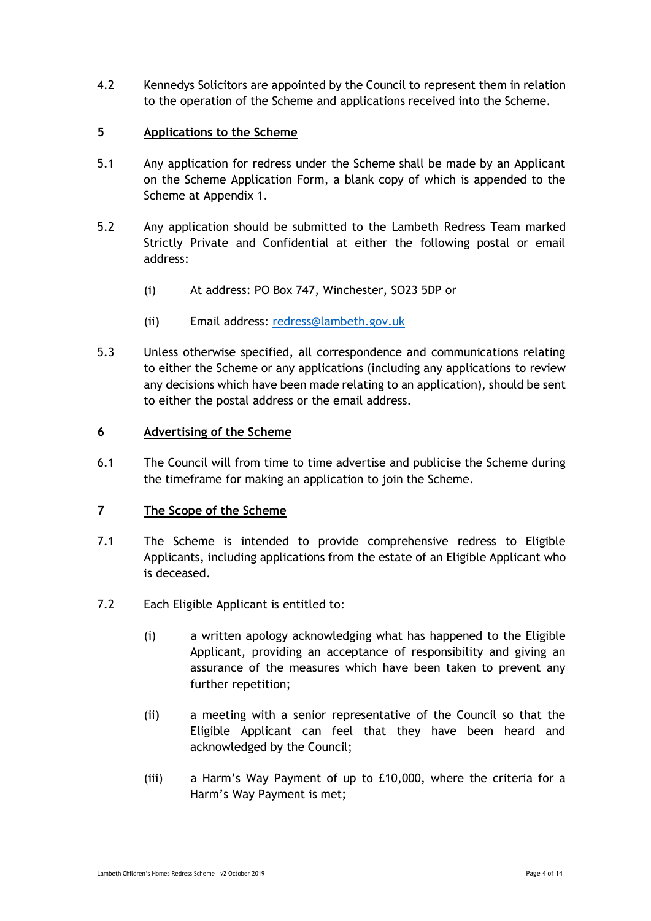4.2 Kennedys Solicitors are appointed by the Council to represent them in relation to the operation of the Scheme and applications received into the Scheme.

## 5 Applications to the Scheme

5.1 Any application for redress under the Scheme shall be made by an Applicant on the Scheme Application Form, a blank copy of which is appended to the Scheme at Appendix 1.

5.2 Any application should be submitted to the Lambeth Redress Team marked Strictly Private and Confidential at either the following postal or email address:

(i) At address: PO Box 747, Winchester, SO23 5DP or

(ii) Email address: redress@lambeth.gov.uk

5.3 Unless otherwise specified, all correspondence and communications relating to either the Scheme or any applications (including any applications to review any decisions which have been made relating to an application), should be sent to either the postal address or the email address.

## 6 Advertising of the Scheme

6.1 The Council will from time to time advertise and publicise the Scheme during the timeframe for making an application to join the Scheme.

## 7 The Scope of the Scheme

7.1 The Scheme is intended to provide comprehensive redress to Eligible Applicants, including applications from the estate of an Eligible Applicant who is deceased.

7.2 Each Eligible Applicant is entitled to:

(i) a written apology acknowledging what has happened to the Eligible Applicant, providing an acceptance of responsibility and giving an assurance of the measures which have been taken to prevent any further repetition;

(ii) a meeting with a senior representative of the Council so that the Eligible Applicant can feel that they have been heard and acknowledged by the Council;

(iii) a Harm's Way Payment of up to £10,000, where the criteria for a Harm's Way Payment is met;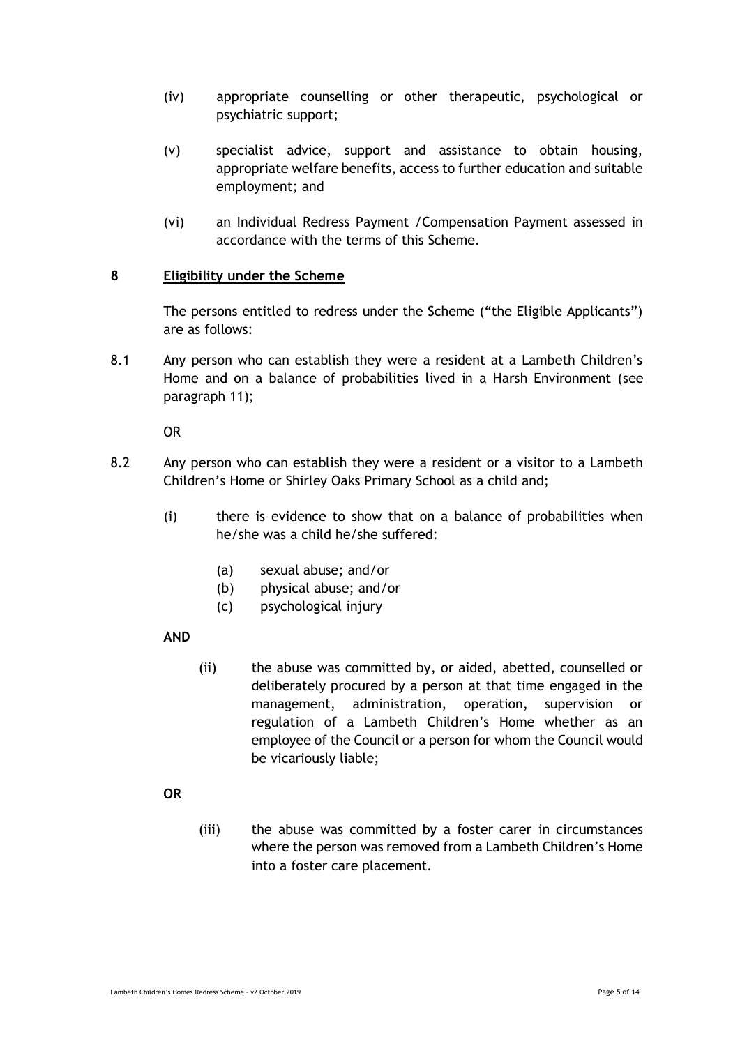(iv) appropriate counselling or other therapeutic, psychological or psychiatric support;

(v) specialist advice, support and assistance to obtain housing, appropriate welfare benefits, access to further education and suitable employment; and

(vi) an Individual Redress Payment /Compensation Payment assessed in accordance with the terms of this Scheme.

## 8 Eligibility under the Scheme

The persons entitled to redress under the Scheme ("the Eligible Applicants") are as follows:

8.1 Any person who can establish they were a resident at a Lambeth Children's Home and on a balance of probabilities lived in a Harsh Environment (see paragraph 11);

OR

8.2 Any person who can establish they were a resident or a visitor to a Lambeth Children's Home or Shirley Oaks Primary School as a child and;

(i) there is evidence to show that on a balance of probabilities when he/she was a child he/she suffered:

(a) sexual abuse; and/or
(b) physical abuse; and/or
(c) psychological injury

**AND**

(ii) the abuse was committed by, or aided, abetted, counselled or deliberately procured by a person at that time engaged in the management, administration, operation, supervision or regulation of a Lambeth Children's Home whether as an employee of the Council or a person for whom the Council would be vicariously liable;

**OR**

(iii) the abuse was committed by a foster carer in circumstances where the person was removed from a Lambeth Children's Home into a foster care placement.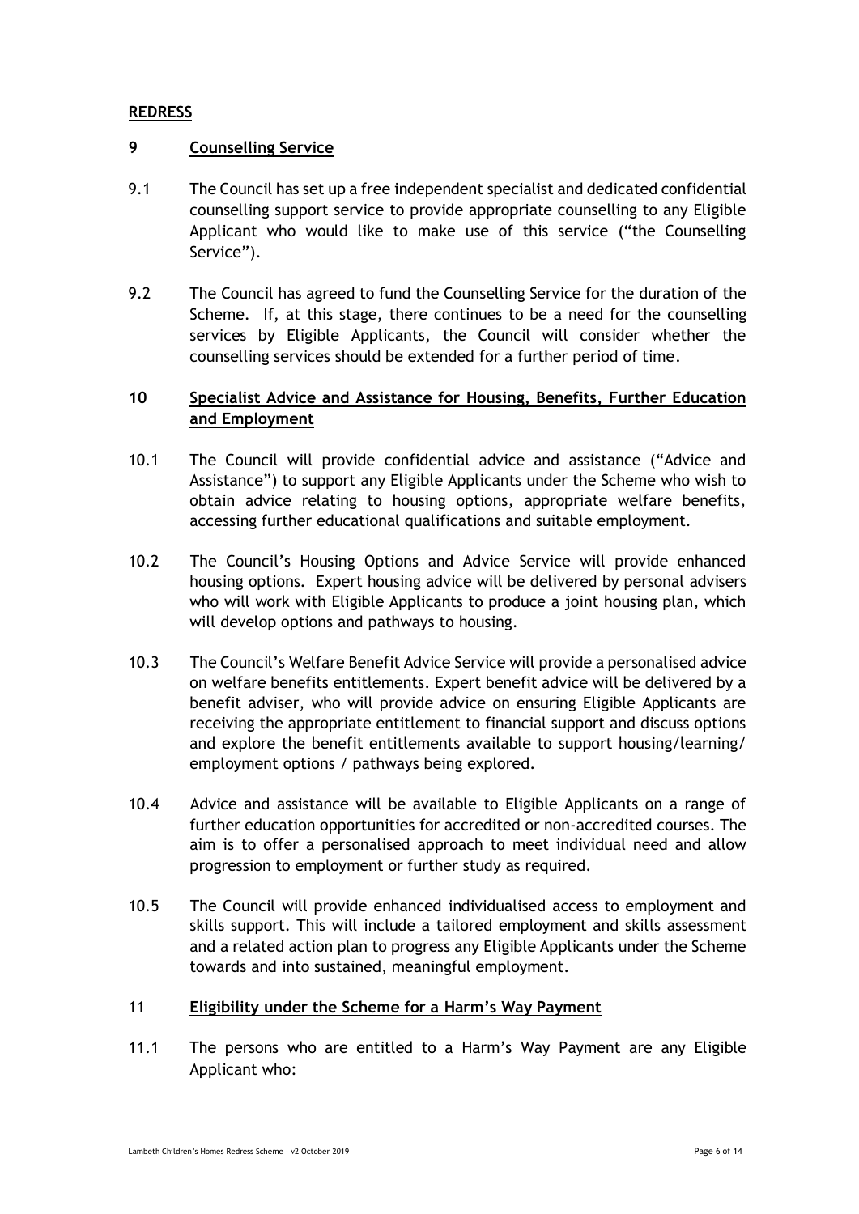## REDRESS

### 9 Counselling Service

9.1 The Council has set up a free independent specialist and dedicated confidential counselling support service to provide appropriate counselling to any Eligible Applicant who would like to make use of this service ("the Counselling Service").

9.2 The Council has agreed to fund the Counselling Service for the duration of the Scheme. If, at this stage, there continues to be a need for the counselling services by Eligible Applicants, the Council will consider whether the counselling services should be extended for a further period of time.

### 10 Specialist Advice and Assistance for Housing, Benefits, Further Education and Employment

10.1 The Council will provide confidential advice and assistance ("Advice and Assistance") to support any Eligible Applicants under the Scheme who wish to obtain advice relating to housing options, appropriate welfare benefits, accessing further educational qualifications and suitable employment.

10.2 The Council's Housing Options and Advice Service will provide enhanced housing options. Expert housing advice will be delivered by personal advisers who will work with Eligible Applicants to produce a joint housing plan, which will develop options and pathways to housing.

10.3 The Council's Welfare Benefit Advice Service will provide a personalised advice on welfare benefits entitlements. Expert benefit advice will be delivered by a benefit adviser, who will provide advice on ensuring Eligible Applicants are receiving the appropriate entitlement to financial support and discuss options and explore the benefit entitlements available to support housing/learning/ employment options / pathways being explored.

10.4 Advice and assistance will be available to Eligible Applicants on a range of further education opportunities for accredited or non-accredited courses. The aim is to offer a personalised approach to meet individual need and allow progression to employment or further study as required.

10.5 The Council will provide enhanced individualised access to employment and skills support. This will include a tailored employment and skills assessment and a related action plan to progress any Eligible Applicants under the Scheme towards and into sustained, meaningful employment.

### 11 Eligibility under the Scheme for a Harm's Way Payment

11.1 The persons who are entitled to a Harm's Way Payment are any Eligible Applicant who: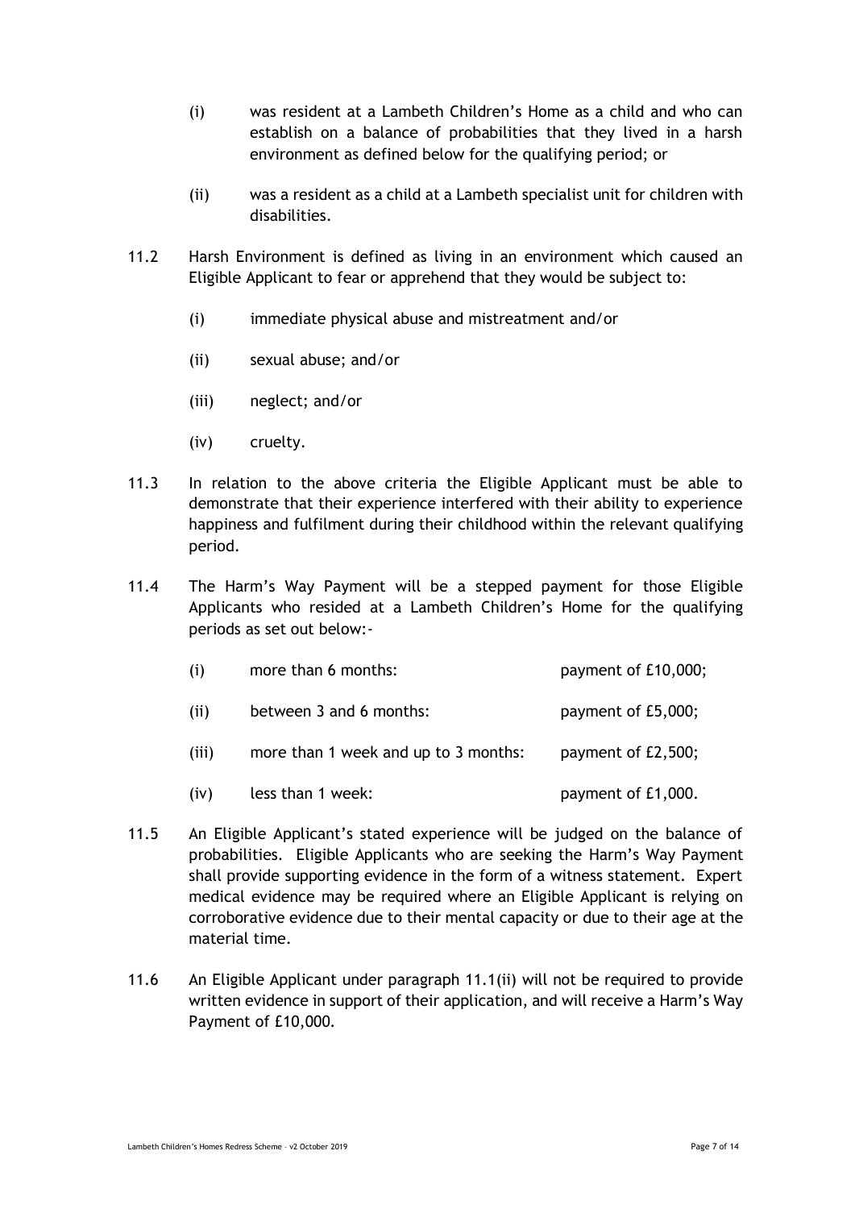(i) was resident at a Lambeth Children's Home as a child and who can establish on a balance of probabilities that they lived in a harsh environment as defined below for the qualifying period; or

(ii) was a resident as a child at a Lambeth specialist unit for children with disabilities.

11.2 Harsh Environment is defined as living in an environment which caused an Eligible Applicant to fear or apprehend that they would be subject to:

(i) immediate physical abuse and mistreatment and/or

(ii) sexual abuse; and/or

(iii) neglect; and/or

(iv) cruelty.

11.3 In relation to the above criteria the Eligible Applicant must be able to demonstrate that their experience interfered with their ability to experience happiness and fulfilment during their childhood within the relevant qualifying period.

11.4 The Harm's Way Payment will be a stepped payment for those Eligible Applicants who resided at a Lambeth Children's Home for the qualifying periods as set out below:-

| | | |
|---|---|---|
| (i) | more than 6 months: | payment of £10,000; |
| (ii) | between 3 and 6 months: | payment of £5,000; |
| (iii) | more than 1 week and up to 3 months: | payment of £2,500; |
| (iv) | less than 1 week: | payment of £1,000. |

11.5 An Eligible Applicant's stated experience will be judged on the balance of probabilities. Eligible Applicants who are seeking the Harm's Way Payment shall provide supporting evidence in the form of a witness statement. Expert medical evidence may be required where an Eligible Applicant is relying on corroborative evidence due to their mental capacity or due to their age at the material time.

11.6 An Eligible Applicant under paragraph 11.1(ii) will not be required to provide written evidence in support of their application, and will receive a Harm's Way Payment of £10,000.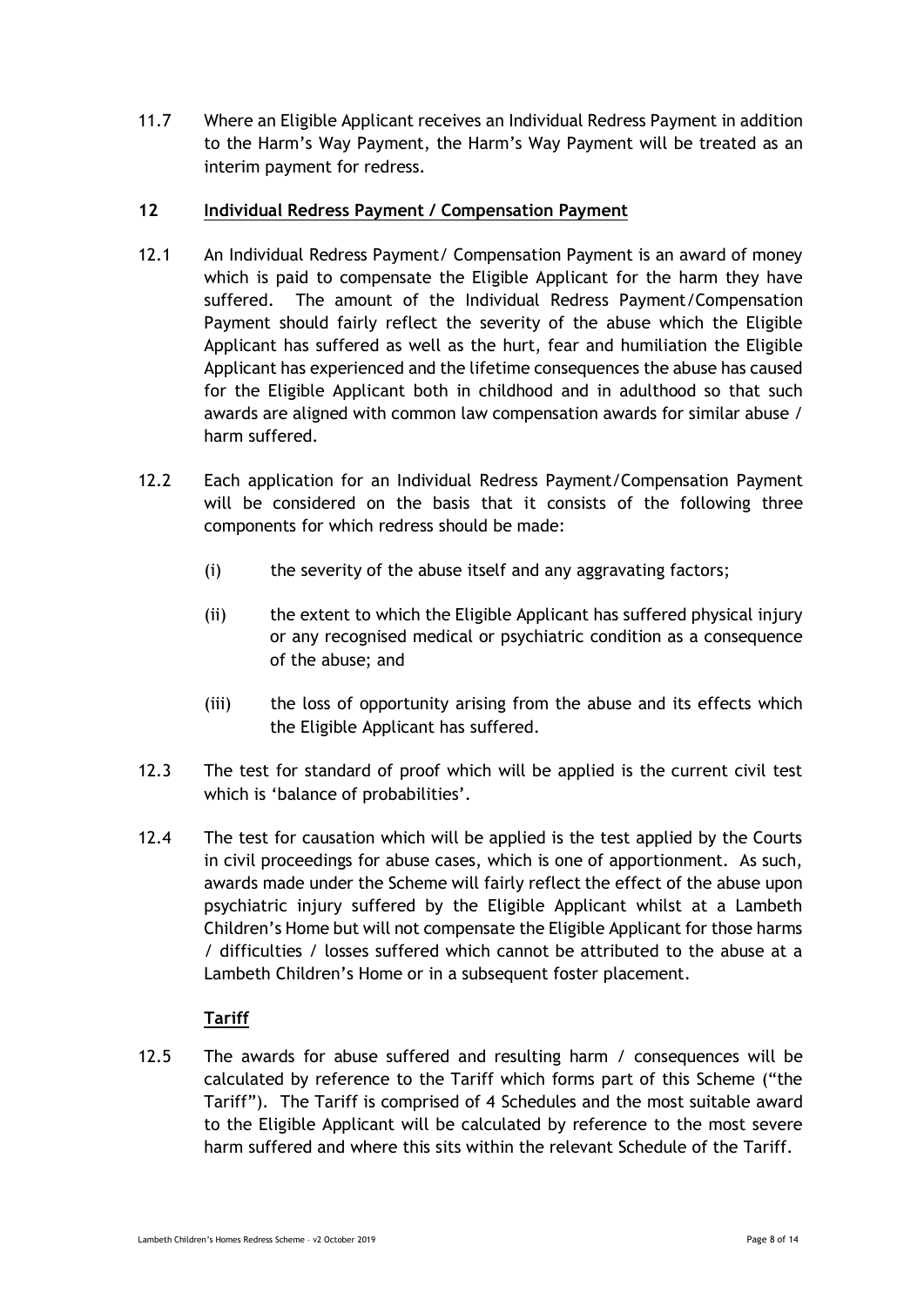11.7 Where an Eligible Applicant receives an Individual Redress Payment in addition to the Harm's Way Payment, the Harm's Way Payment will be treated as an interim payment for redress.

## 12 Individual Redress Payment / Compensation Payment

12.1 An Individual Redress Payment/ Compensation Payment is an award of money which is paid to compensate the Eligible Applicant for the harm they have suffered. The amount of the Individual Redress Payment/Compensation Payment should fairly reflect the severity of the abuse which the Eligible Applicant has suffered as well as the hurt, fear and humiliation the Eligible Applicant has experienced and the lifetime consequences the abuse has caused for the Eligible Applicant both in childhood and in adulthood so that such awards are aligned with common law compensation awards for similar abuse / harm suffered.

12.2 Each application for an Individual Redress Payment/Compensation Payment will be considered on the basis that it consists of the following three components for which redress should be made:

(i) the severity of the abuse itself and any aggravating factors;

(ii) the extent to which the Eligible Applicant has suffered physical injury or any recognised medical or psychiatric condition as a consequence of the abuse; and

(iii) the loss of opportunity arising from the abuse and its effects which the Eligible Applicant has suffered.

12.3 The test for standard of proof which will be applied is the current civil test which is 'balance of probabilities'.

12.4 The test for causation which will be applied is the test applied by the Courts in civil proceedings for abuse cases, which is one of apportionment. As such, awards made under the Scheme will fairly reflect the effect of the abuse upon psychiatric injury suffered by the Eligible Applicant whilst at a Lambeth Children's Home but will not compensate the Eligible Applicant for those harms / difficulties / losses suffered which cannot be attributed to the abuse at a Lambeth Children's Home or in a subsequent foster placement.

### Tariff

12.5 The awards for abuse suffered and resulting harm / consequences will be calculated by reference to the Tariff which forms part of this Scheme ("the Tariff"). The Tariff is comprised of 4 Schedules and the most suitable award to the Eligible Applicant will be calculated by reference to the most severe harm suffered and where this sits within the relevant Schedule of the Tariff.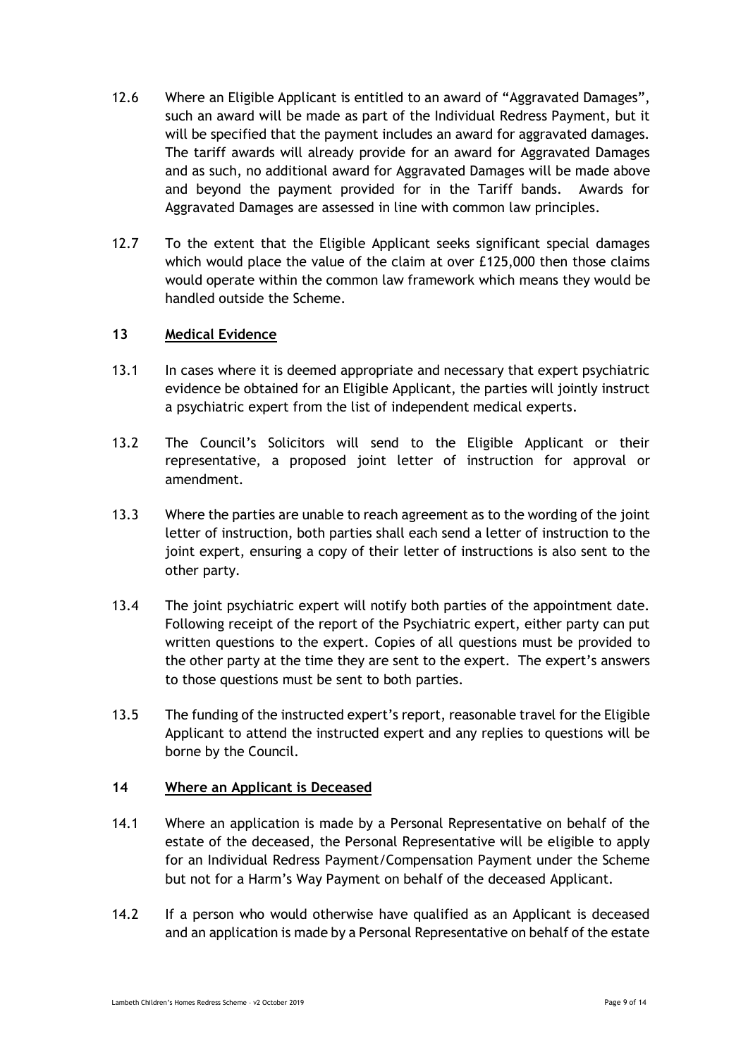12.6 Where an Eligible Applicant is entitled to an award of "Aggravated Damages", such an award will be made as part of the Individual Redress Payment, but it will be specified that the payment includes an award for aggravated damages. The tariff awards will already provide for an award for Aggravated Damages and as such, no additional award for Aggravated Damages will be made above and beyond the payment provided for in the Tariff bands. Awards for Aggravated Damages are assessed in line with common law principles.

12.7 To the extent that the Eligible Applicant seeks significant special damages which would place the value of the claim at over £125,000 then those claims would operate within the common law framework which means they would be handled outside the Scheme.

## 13 Medical Evidence

13.1 In cases where it is deemed appropriate and necessary that expert psychiatric evidence be obtained for an Eligible Applicant, the parties will jointly instruct a psychiatric expert from the list of independent medical experts.

13.2 The Council's Solicitors will send to the Eligible Applicant or their representative, a proposed joint letter of instruction for approval or amendment.

13.3 Where the parties are unable to reach agreement as to the wording of the joint letter of instruction, both parties shall each send a letter of instruction to the joint expert, ensuring a copy of their letter of instructions is also sent to the other party.

13.4 The joint psychiatric expert will notify both parties of the appointment date. Following receipt of the report of the Psychiatric expert, either party can put written questions to the expert. Copies of all questions must be provided to the other party at the time they are sent to the expert. The expert's answers to those questions must be sent to both parties.

13.5 The funding of the instructed expert's report, reasonable travel for the Eligible Applicant to attend the instructed expert and any replies to questions will be borne by the Council.

## 14 Where an Applicant is Deceased

14.1 Where an application is made by a Personal Representative on behalf of the estate of the deceased, the Personal Representative will be eligible to apply for an Individual Redress Payment/Compensation Payment under the Scheme but not for a Harm's Way Payment on behalf of the deceased Applicant.

14.2 If a person who would otherwise have qualified as an Applicant is deceased and an application is made by a Personal Representative on behalf of the estate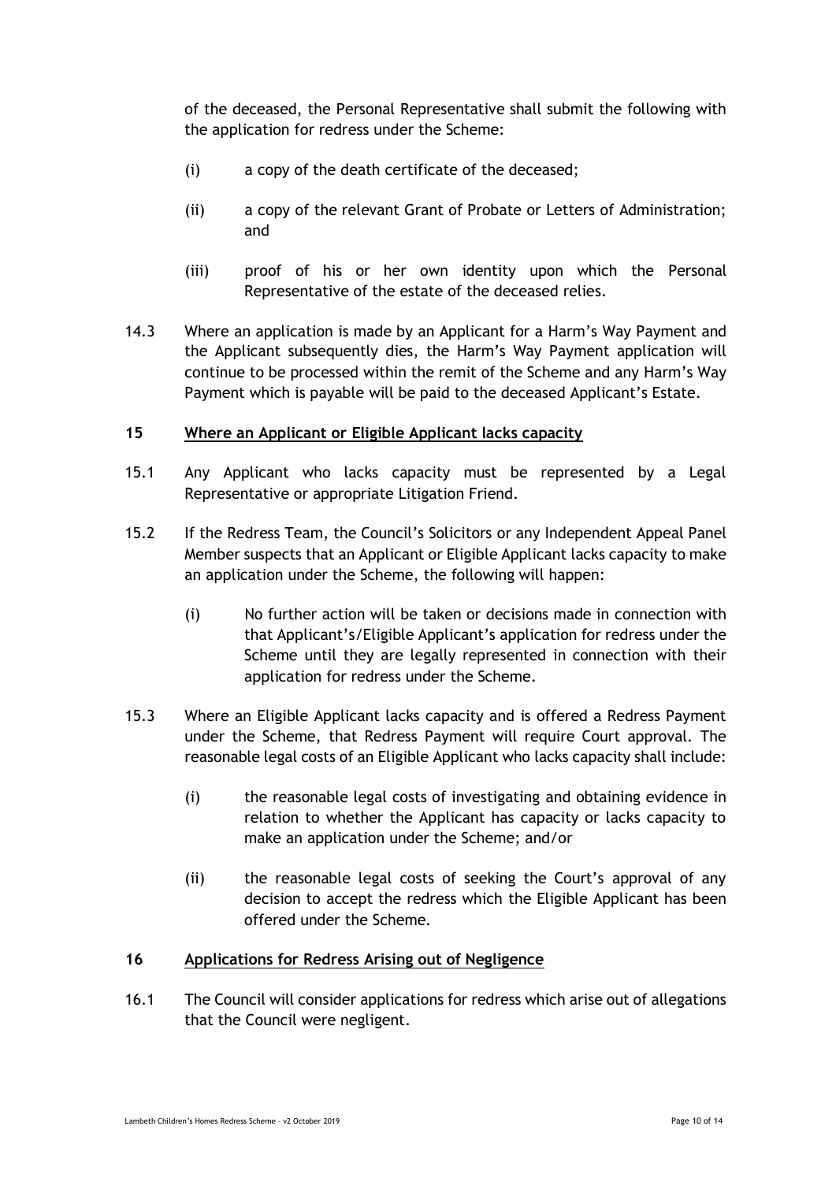of the deceased, the Personal Representative shall submit the following with the application for redress under the Scheme:

(i) a copy of the death certificate of the deceased;

(ii) a copy of the relevant Grant of Probate or Letters of Administration; and

(iii) proof of his or her own identity upon which the Personal Representative of the estate of the deceased relies.

14.3 Where an application is made by an Applicant for a Harm's Way Payment and the Applicant subsequently dies, the Harm's Way Payment application will continue to be processed within the remit of the Scheme and any Harm's Way Payment which is payable will be paid to the deceased Applicant's Estate.

## 15 <u>Where an Applicant or Eligible Applicant lacks capacity</u>

15.1 Any Applicant who lacks capacity must be represented by a Legal Representative or appropriate Litigation Friend.

15.2 If the Redress Team, the Council's Solicitors or any Independent Appeal Panel Member suspects that an Applicant or Eligible Applicant lacks capacity to make an application under the Scheme, the following will happen:

(i) No further action will be taken or decisions made in connection with that Applicant's/Eligible Applicant's application for redress under the Scheme until they are legally represented in connection with their application for redress under the Scheme.

15.3 Where an Eligible Applicant lacks capacity and is offered a Redress Payment under the Scheme, that Redress Payment will require Court approval. The reasonable legal costs of an Eligible Applicant who lacks capacity shall include:

(i) the reasonable legal costs of investigating and obtaining evidence in relation to whether the Applicant has capacity or lacks capacity to make an application under the Scheme; and/or

(ii) the reasonable legal costs of seeking the Court's approval of any decision to accept the redress which the Eligible Applicant has been offered under the Scheme.

## 16 <u>Applications for Redress Arising out of Negligence</u>

16.1 The Council will consider applications for redress which arise out of allegations that the Council were negligent.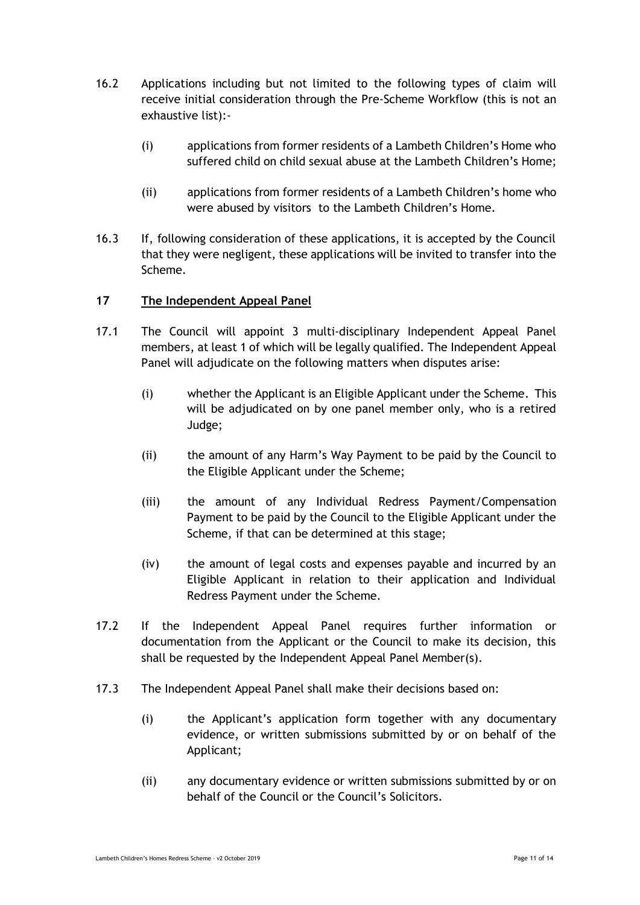16.2 Applications including but not limited to the following types of claim will receive initial consideration through the Pre-Scheme Workflow (this is not an exhaustive list):-

   (i) applications from former residents of a Lambeth Children's Home who suffered child on child sexual abuse at the Lambeth Children's Home;

   (ii) applications from former residents of a Lambeth Children's home who were abused by visitors to the Lambeth Children's Home.

16.3 If, following consideration of these applications, it is accepted by the Council that they were negligent, these applications will be invited to transfer into the Scheme.

## 17 The Independent Appeal Panel

17.1 The Council will appoint 3 multi-disciplinary Independent Appeal Panel members, at least 1 of which will be legally qualified. The Independent Appeal Panel will adjudicate on the following matters when disputes arise:

   (i) whether the Applicant is an Eligible Applicant under the Scheme. This will be adjudicated on by one panel member only, who is a retired Judge;

   (ii) the amount of any Harm's Way Payment to be paid by the Council to the Eligible Applicant under the Scheme;

   (iii) the amount of any Individual Redress Payment/Compensation Payment to be paid by the Council to the Eligible Applicant under the Scheme, if that can be determined at this stage;

   (iv) the amount of legal costs and expenses payable and incurred by an Eligible Applicant in relation to their application and Individual Redress Payment under the Scheme.

17.2 If the Independent Appeal Panel requires further information or documentation from the Applicant or the Council to make its decision, this shall be requested by the Independent Appeal Panel Member(s).

17.3 The Independent Appeal Panel shall make their decisions based on:

   (i) the Applicant's application form together with any documentary evidence, or written submissions submitted by or on behalf of the Applicant;

   (ii) any documentary evidence or written submissions submitted by or on behalf of the Council or the Council's Solicitors.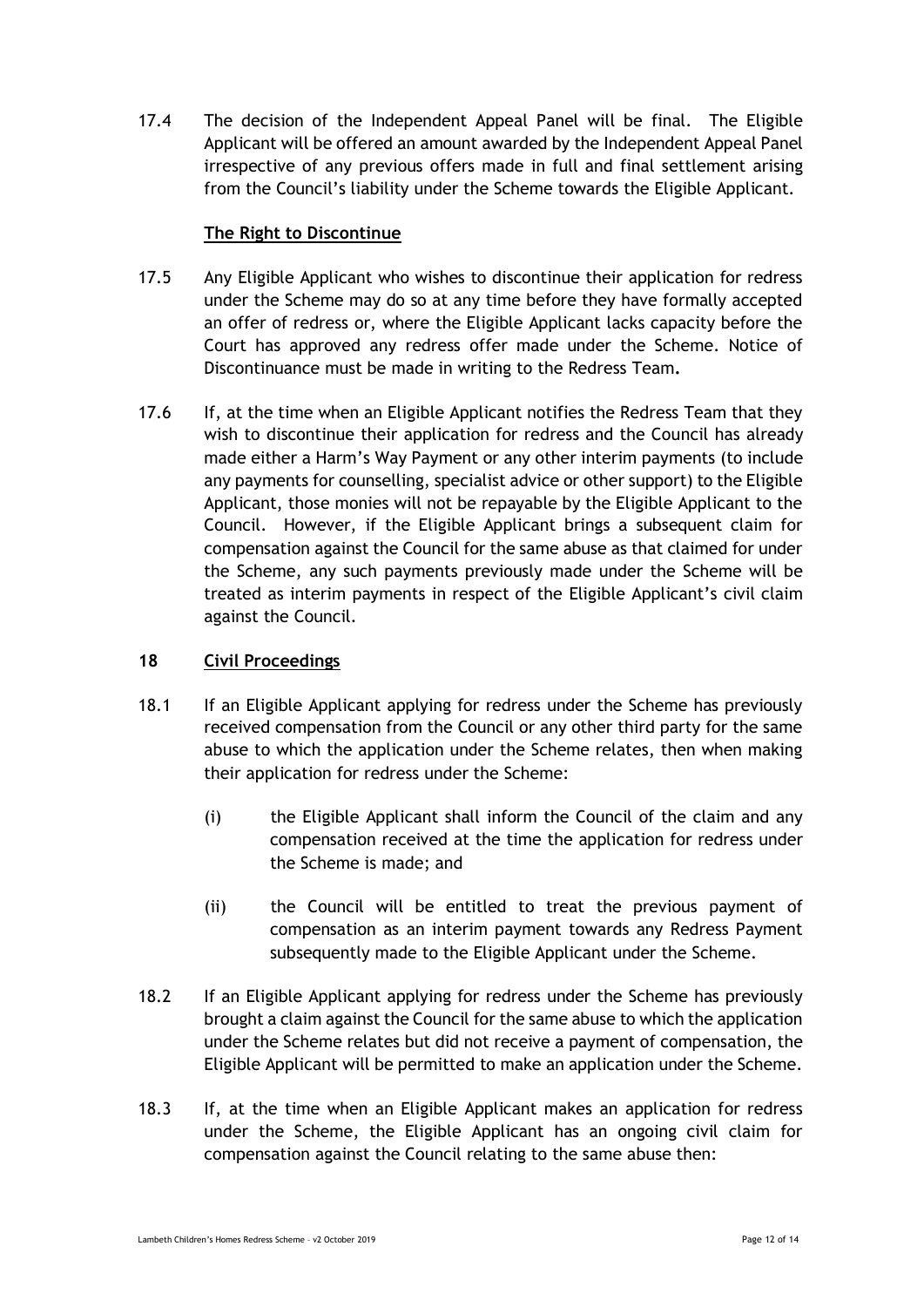17.4 The decision of the Independent Appeal Panel will be final. The Eligible Applicant will be offered an amount awarded by the Independent Appeal Panel irrespective of any previous offers made in full and final settlement arising from the Council's liability under the Scheme towards the Eligible Applicant.

**The Right to Discontinue**

17.5 Any Eligible Applicant who wishes to discontinue their application for redress under the Scheme may do so at any time before they have formally accepted an offer of redress or, where the Eligible Applicant lacks capacity before the Court has approved any redress offer made under the Scheme. Notice of Discontinuance must be made in writing to the Redress Team**.**

17.6 If, at the time when an Eligible Applicant notifies the Redress Team that they wish to discontinue their application for redress and the Council has already made either a Harm's Way Payment or any other interim payments (to include any payments for counselling, specialist advice or other support) to the Eligible Applicant, those monies will not be repayable by the Eligible Applicant to the Council. However, if the Eligible Applicant brings a subsequent claim for compensation against the Council for the same abuse as that claimed for under the Scheme, any such payments previously made under the Scheme will be treated as interim payments in respect of the Eligible Applicant's civil claim against the Council.

## 18 Civil Proceedings

18.1 If an Eligible Applicant applying for redress under the Scheme has previously received compensation from the Council or any other third party for the same abuse to which the application under the Scheme relates, then when making their application for redress under the Scheme:

(i) the Eligible Applicant shall inform the Council of the claim and any compensation received at the time the application for redress under the Scheme is made; and

(ii) the Council will be entitled to treat the previous payment of compensation as an interim payment towards any Redress Payment subsequently made to the Eligible Applicant under the Scheme.

18.2 If an Eligible Applicant applying for redress under the Scheme has previously brought a claim against the Council for the same abuse to which the application under the Scheme relates but did not receive a payment of compensation, the Eligible Applicant will be permitted to make an application under the Scheme.

18.3 If, at the time when an Eligible Applicant makes an application for redress under the Scheme, the Eligible Applicant has an ongoing civil claim for compensation against the Council relating to the same abuse then: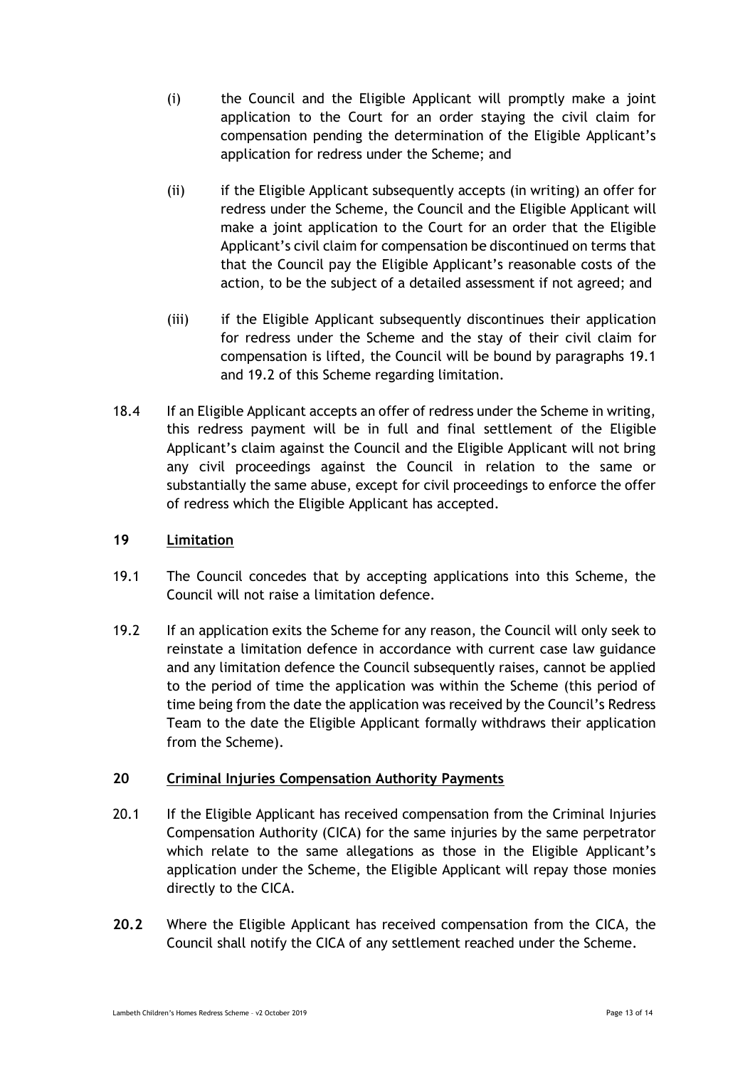(i) the Council and the Eligible Applicant will promptly make a joint application to the Court for an order staying the civil claim for compensation pending the determination of the Eligible Applicant's application for redress under the Scheme; and

(ii) if the Eligible Applicant subsequently accepts (in writing) an offer for redress under the Scheme, the Council and the Eligible Applicant will make a joint application to the Court for an order that the Eligible Applicant's civil claim for compensation be discontinued on terms that that the Council pay the Eligible Applicant's reasonable costs of the action, to be the subject of a detailed assessment if not agreed; and

(iii) if the Eligible Applicant subsequently discontinues their application for redress under the Scheme and the stay of their civil claim for compensation is lifted, the Council will be bound by paragraphs 19.1 and 19.2 of this Scheme regarding limitation.

18.4 If an Eligible Applicant accepts an offer of redress under the Scheme in writing, this redress payment will be in full and final settlement of the Eligible Applicant's claim against the Council and the Eligible Applicant will not bring any civil proceedings against the Council in relation to the same or substantially the same abuse, except for civil proceedings to enforce the offer of redress which the Eligible Applicant has accepted.

## 19 <u>Limitation</u>

19.1 The Council concedes that by accepting applications into this Scheme, the Council will not raise a limitation defence.

19.2 If an application exits the Scheme for any reason, the Council will only seek to reinstate a limitation defence in accordance with current case law guidance and any limitation defence the Council subsequently raises, cannot be applied to the period of time the application was within the Scheme (this period of time being from the date the application was received by the Council's Redress Team to the date the Eligible Applicant formally withdraws their application from the Scheme).

## 20 <u>Criminal Injuries Compensation Authority Payments</u>

20.1 If the Eligible Applicant has received compensation from the Criminal Injuries Compensation Authority (CICA) for the same injuries by the same perpetrator which relate to the same allegations as those in the Eligible Applicant's application under the Scheme, the Eligible Applicant will repay those monies directly to the CICA.

**20.2** Where the Eligible Applicant has received compensation from the CICA, the Council shall notify the CICA of any settlement reached under the Scheme.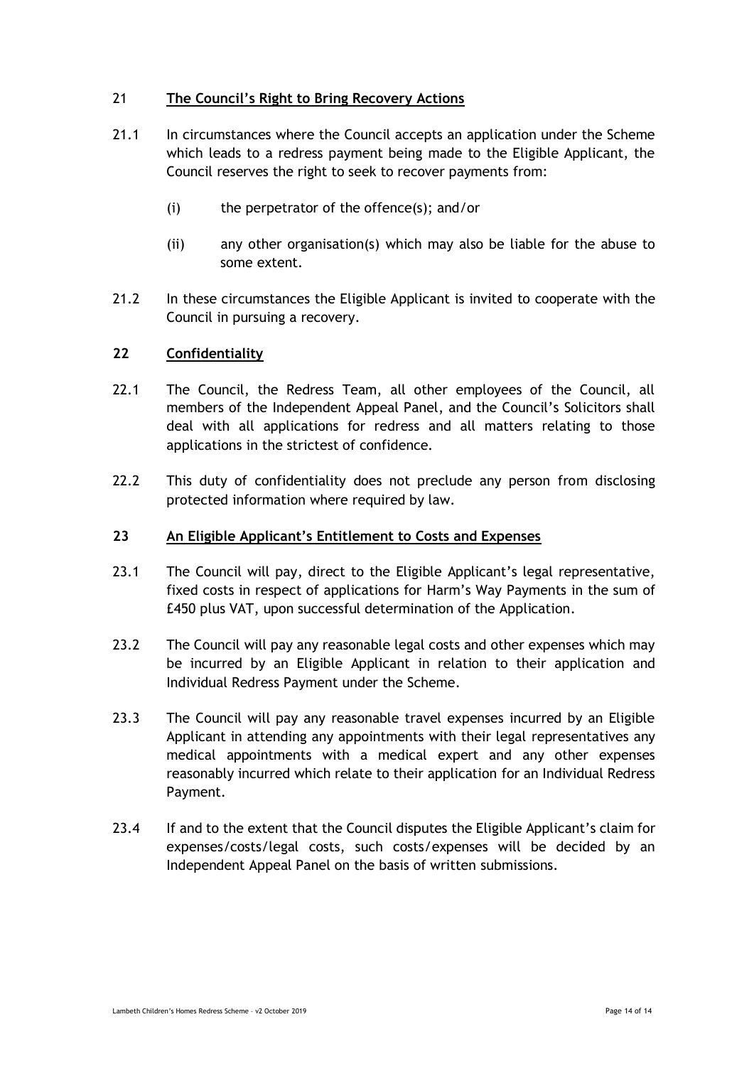## 21 The Council's Right to Bring Recovery Actions

21.1 In circumstances where the Council accepts an application under the Scheme which leads to a redress payment being made to the Eligible Applicant, the Council reserves the right to seek to recover payments from:

(i) the perpetrator of the offence(s); and/or

(ii) any other organisation(s) which may also be liable for the abuse to some extent.

21.2 In these circumstances the Eligible Applicant is invited to cooperate with the Council in pursuing a recovery.

## 22 Confidentiality

22.1 The Council, the Redress Team, all other employees of the Council, all members of the Independent Appeal Panel, and the Council's Solicitors shall deal with all applications for redress and all matters relating to those applications in the strictest of confidence.

22.2 This duty of confidentiality does not preclude any person from disclosing protected information where required by law.

## 23 An Eligible Applicant's Entitlement to Costs and Expenses

23.1 The Council will pay, direct to the Eligible Applicant's legal representative, fixed costs in respect of applications for Harm's Way Payments in the sum of £450 plus VAT, upon successful determination of the Application.

23.2 The Council will pay any reasonable legal costs and other expenses which may be incurred by an Eligible Applicant in relation to their application and Individual Redress Payment under the Scheme.

23.3 The Council will pay any reasonable travel expenses incurred by an Eligible Applicant in attending any appointments with their legal representatives any medical appointments with a medical expert and any other expenses reasonably incurred which relate to their application for an Individual Redress Payment.

23.4 If and to the extent that the Council disputes the Eligible Applicant's claim for expenses/costs/legal costs, such costs/expenses will be decided by an Independent Appeal Panel on the basis of written submissions.